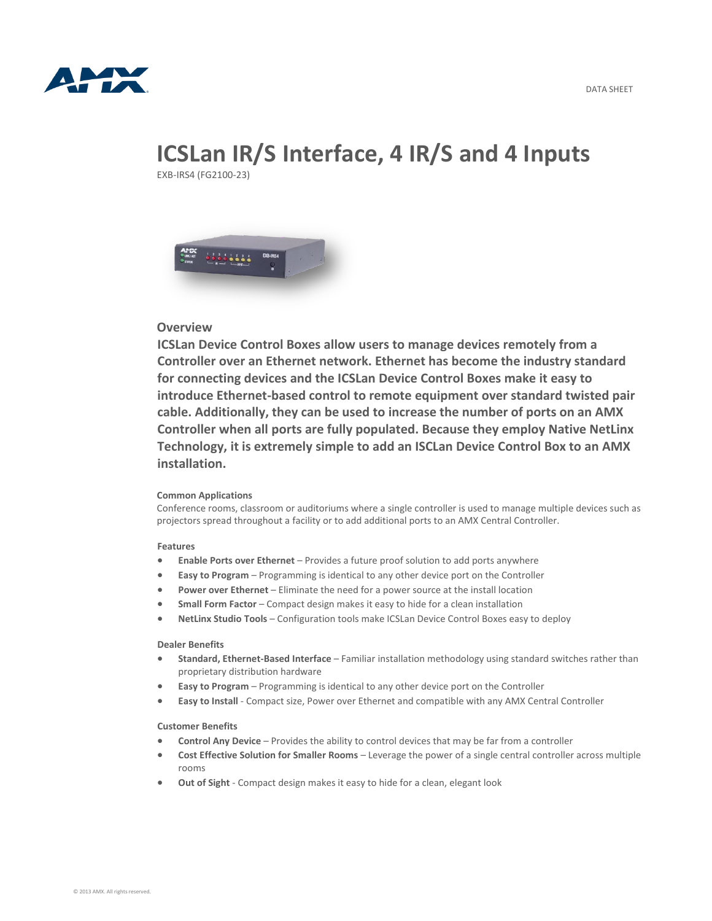DATA SHEET

# ICSLan IR/S Interface, 4 IR/S and 4 Inputs

EXB-IRS4 (FG2100-23)

## Overview

**ICSLan Device Control Boxes allow users to manage devices remotely from a Controller over an Ethernet network. Ethernet has become the industry standard for connecting devices and the ICSLan Device Control Boxes make it easy to introduce Ethernet-based control to remote equipment over standard twisted pair cable. Additionally, they can be used to increase the number of ports on an AMX Controller when all ports are fully populated. Because they employ Native NetLinx Technology, it is extremely simple to add an ISCLan Device Control Box to an AMX installation.**

#### Common Applications

Conference rooms, classroom or auditoriums where a single controller is used to manage multiple devices such as projectors spread throughout a facility or to add additional ports to an AMX Central Controller.

#### Features

- **Enable Ports over Ethernet** – Provides a future proof solution to add ports anywhere
- **Easy to Program** – Programming is identical to any other device port on the Controller
- **Power over Ethernet** – Eliminate the need for a power source at the install location
- **Small Form Factor** – Compact design makes it easy to hide for a clean installation
- **NetLinx Studio Tools** – Configuration tools make ICSLan Device Control Boxes easy to deploy

#### Dealer Benefits

- **Standard, Ethernet-Based Interface** – Familiar installation methodology using standard switches rather than proprietary distribution hardware
- **Easy to Program** – Programming is identical to any other device port on the Controller
- **Easy to Install** - Compact size, Power over Ethernet and compatible with any AMX Central Controller

#### Customer Benefits

- **Control Any Device** – Provides the ability to control devices that may be far from a controller
- **Cost Effective Solution for Smaller Rooms** – Leverage the power of a single central controller across multiple rooms
- **Out of Sight** - Compact design makes it easy to hide for a clean, elegant look

© 2013 AMX. All rights reserved.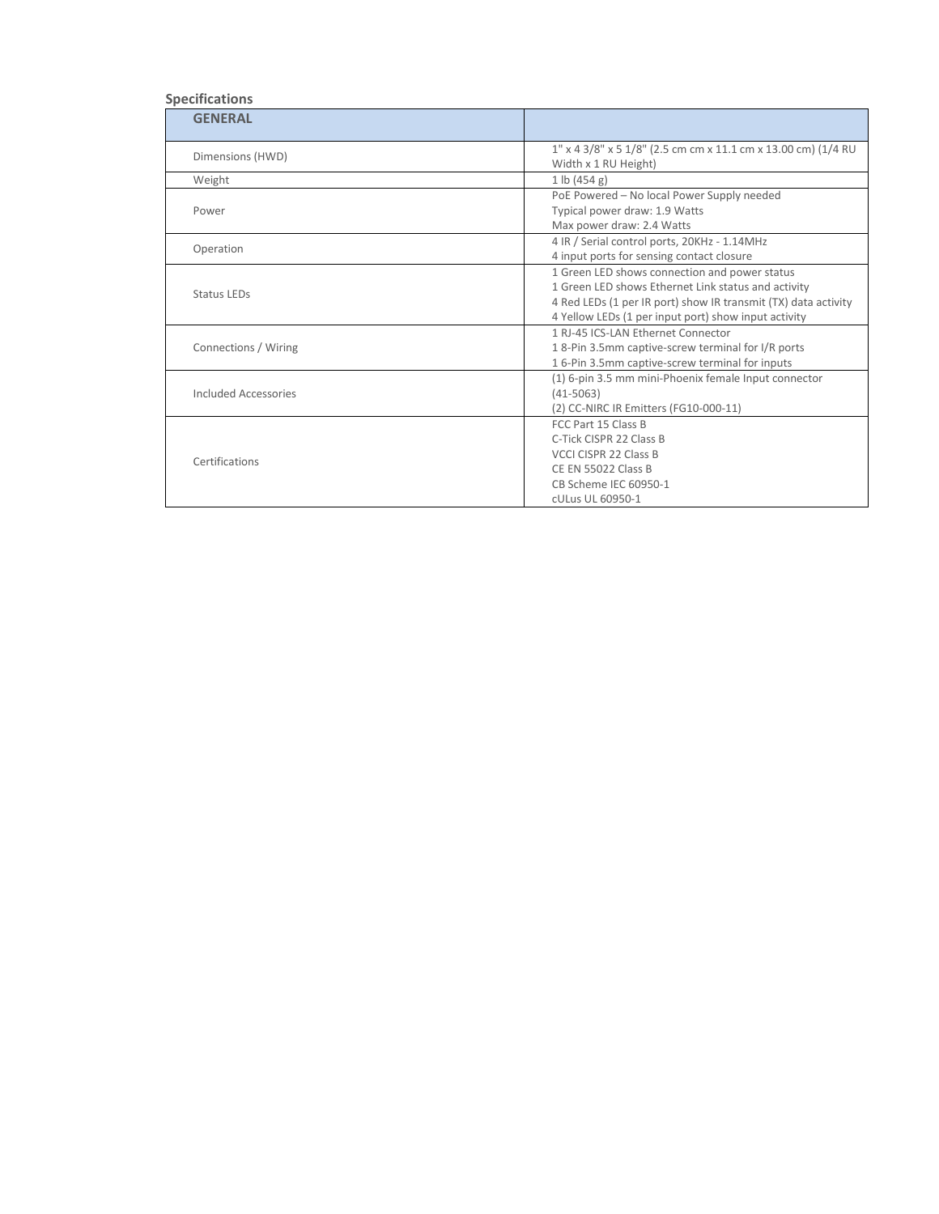### Specifications

| GENERAL | |
|---|---|
| Dimensions (HWD) | 1" x 4 3/8" x 5 1/8" (2.5 cm cm x 11.1 cm x 13.00 cm) (1/4 RU Width x 1 RU Height) |
| Weight | 1 lb (454 g) |
| Power | PoE Powered – No local Power Supply needed<br>Typical power draw: 1.9 Watts<br>Max power draw: 2.4 Watts |
| Operation | 4 IR / Serial control ports, 20KHz - 1.14MHz<br>4 input ports for sensing contact closure |
| Status LEDs | 1 Green LED shows connection and power status<br>1 Green LED shows Ethernet Link status and activity<br>4 Red LEDs (1 per IR port) show IR transmit (TX) data activity<br>4 Yellow LEDs (1 per input port) show input activity |
| Connections / Wiring | 1 RJ-45 ICS-LAN Ethernet Connector<br>1 8-Pin 3.5mm captive-screw terminal for I/R ports<br>1 6-Pin 3.5mm captive-screw terminal for inputs |
| Included Accessories | (1) 6-pin 3.5 mm mini-Phoenix female Input connector (41-5063)<br>(2) CC-NIRC IR Emitters (FG10-000-11) |
| Certifications | FCC Part 15 Class B<br>C-Tick CISPR 22 Class B<br>VCCI CISPR 22 Class B<br>CE EN 55022 Class B<br>CB Scheme IEC 60950-1<br>cULus UL 60950-1 |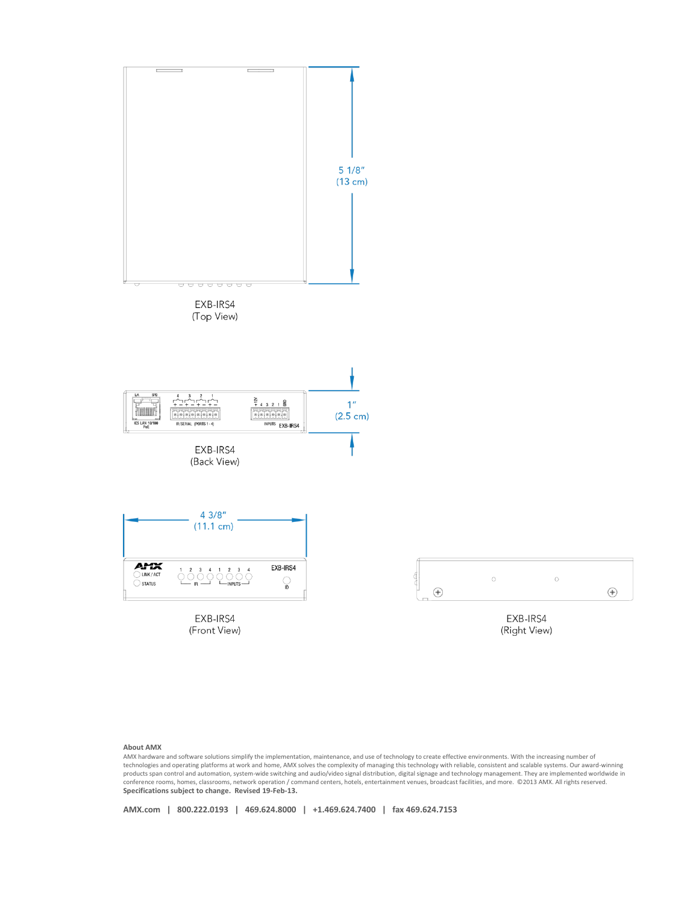5 1/8"
(13 cm)

EXB-IRS4
(Top View)

1"
(2.5 cm)

EXB-IRS4
(Back View)

4 3/8"
(11.1 cm)

EXB-IRS4
(Front View)

EXB-IRS4
(Right View)

**About AMX**

AMX hardware and software solutions simplify the implementation, maintenance, and use of technology to create effective environments. With the increasing number of technologies and operating platforms at work and home, AMX solves the complexity of managing this technology with reliable, consistent and scalable systems. Our award-winning products span control and automation, system-wide switching and audio/video signal distribution, digital signage and technology management. They are implemented worldwide in conference rooms, homes, classrooms, network operation / command centers, hotels, entertainment venues, broadcast facilities, and more. ©2013 AMX. All rights reserved.
**Specifications subject to change. Revised 19-Feb-13.**

**AMX.com | 800.222.0193 | 469.624.8000 | +1.469.624.7400 | fax 469.624.7153**